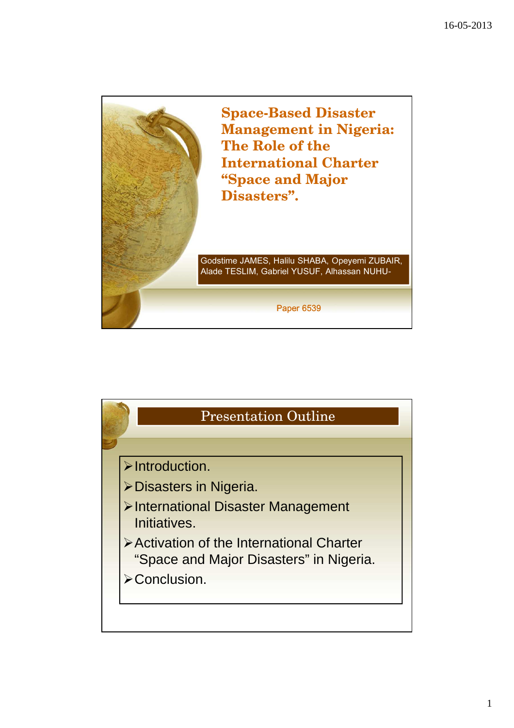# Space-Based Disaster Management in Nigeria: The Role of the International Charter "Space and Major Disasters".

Godstime JAMES, Halilu SHABA, Opeyemi ZUBAIR, Alade TESLIM, Gabriel YUSUF, Alhassan NUHU-

Paper 6539

## Presentation Outline

- Introduction.
- Disasters in Nigeria.
- International Disaster Management Initiatives.
- Activation of the International Charter "Space and Major Disasters" in Nigeria.
- Conclusion.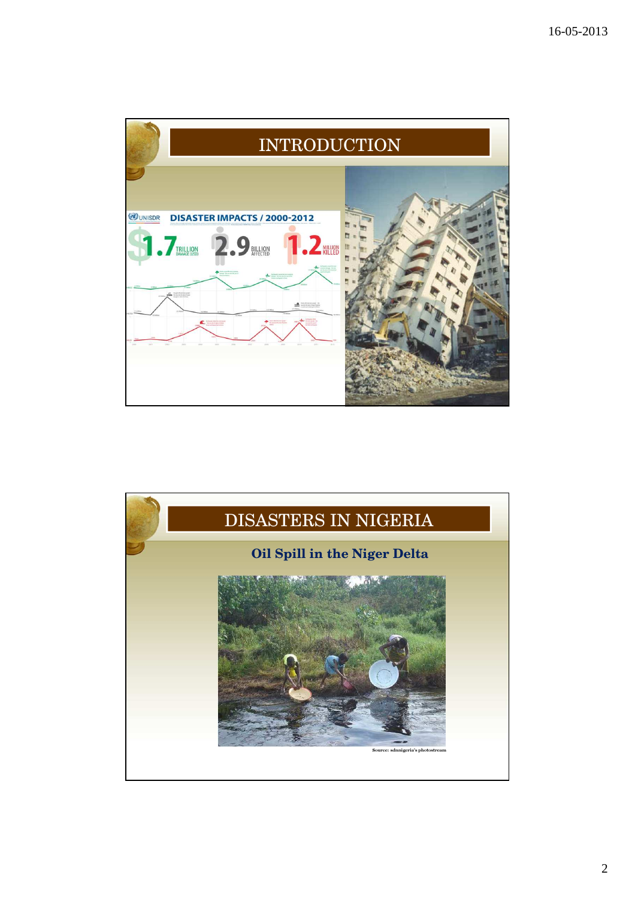# INTRODUCTION

UNISDR **DISASTER IMPACTS / 2000-2012**

$1.7 TRILLION DAMAGE (USD) | 2.9 BILLION AFFECTED | 1.2 MILLION KILLED

# DISASTERS IN NIGERIA

**Oil Spill in the Niger Delta**

Source: sdnnigeria's photostream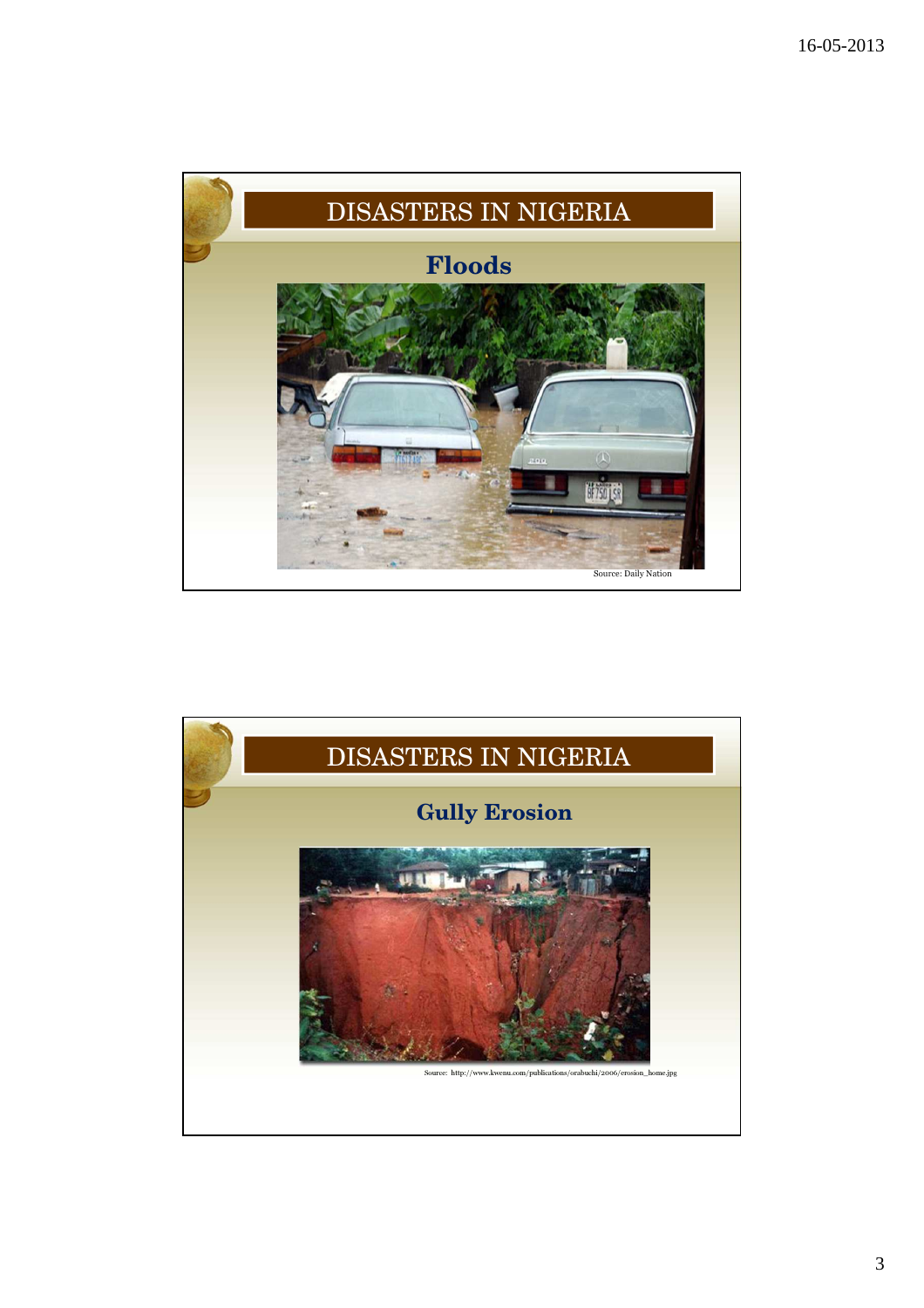# DISASTERS IN NIGERIA

## Floods

Source: Daily Nation

# DISASTERS IN NIGERIA

## Gully Erosion

Source: http://www.kwenu.com/publications/orabuchi/2006/erosion_home.jpg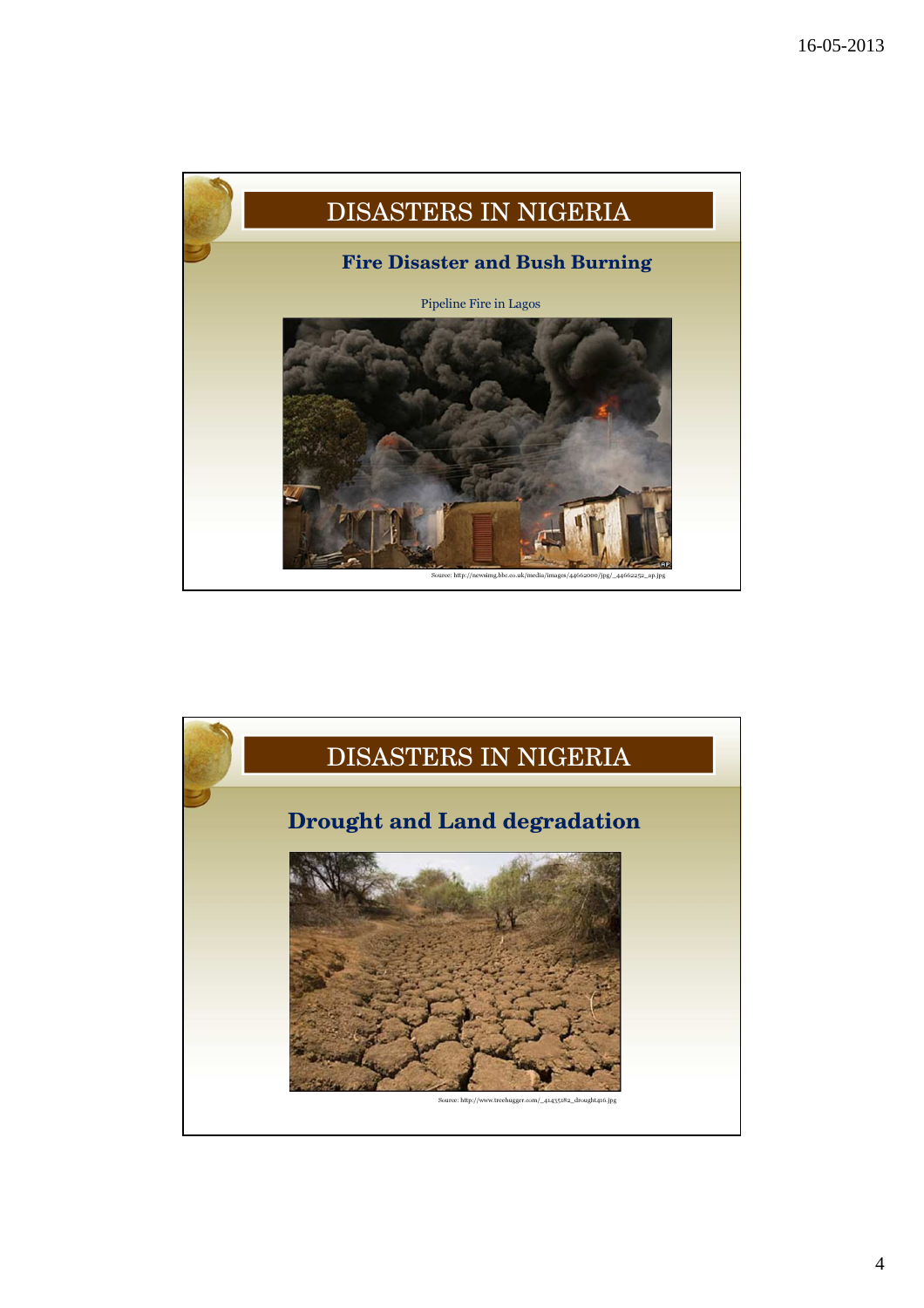## DISASTERS IN NIGERIA

### Fire Disaster and Bush Burning

Pipeline Fire in Lagos

Source: http://newsimg.bbc.co.uk/media/images/44662000/jpg/_44662252_ap.jpg

## DISASTERS IN NIGERIA

### Drought and Land degradation

Source: http://www.treehugger.com/_41435182_drought416.jpg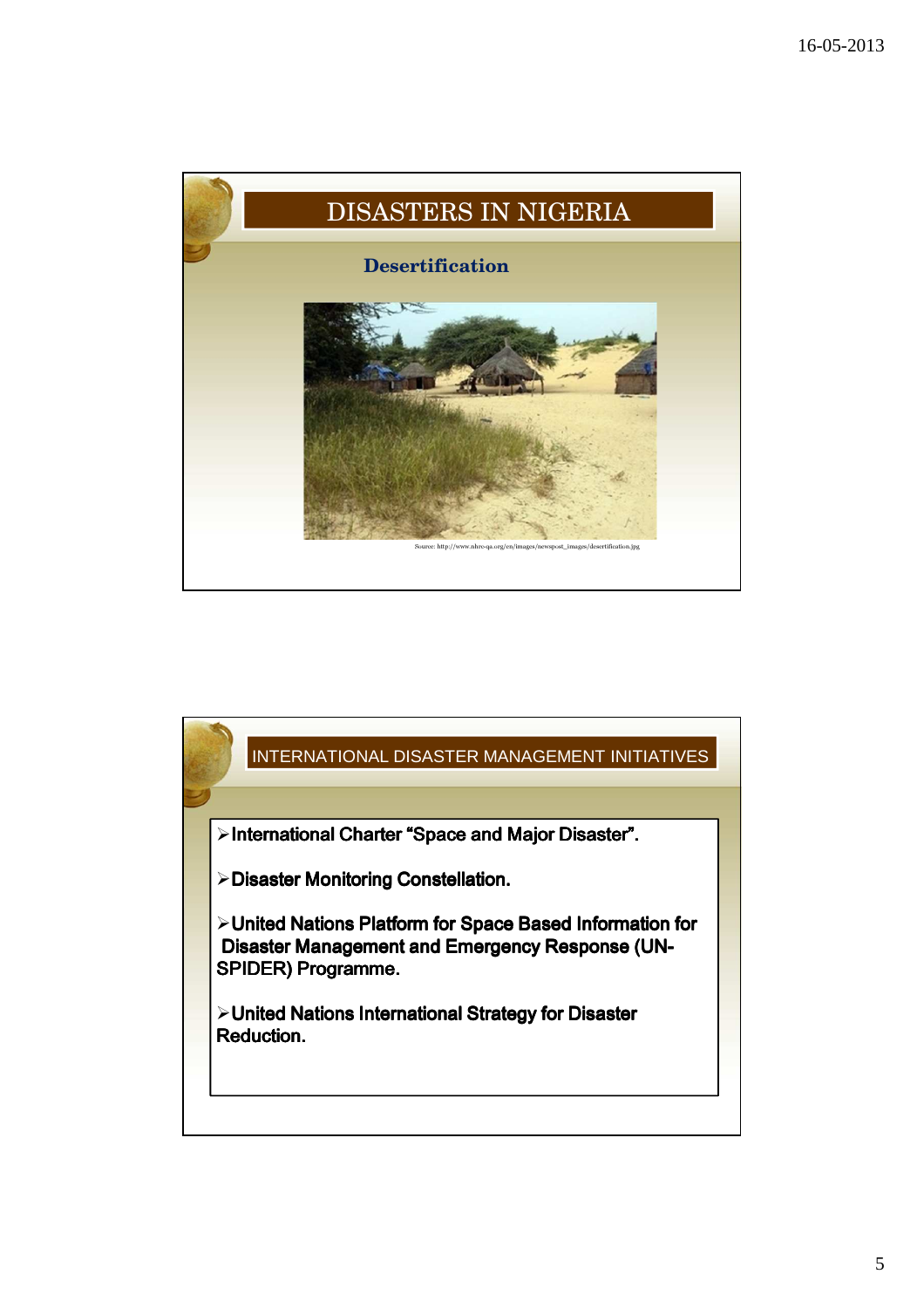# DISASTERS IN NIGERIA

**Desertification**

Source: http://www.nhrc-qa.org/en/images/newspost_images/desertification.jpg

# INTERNATIONAL DISASTER MANAGEMENT INITIATIVES

- International Charter "Space and Major Disaster".
- Disaster Monitoring Constellation.
- United Nations Platform for Space Based Information for Disaster Management and Emergency Response (UN-SPIDER) Programme.
- United Nations International Strategy for Disaster Reduction.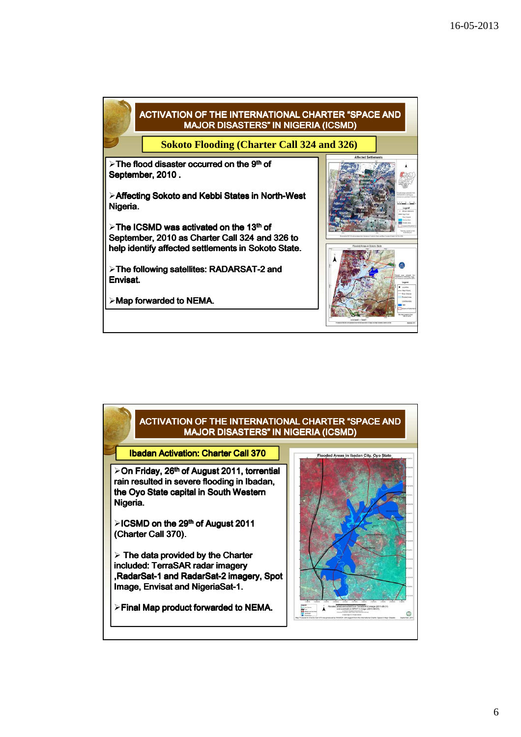## ACTIVATION OF THE INTERNATIONAL CHARTER "SPACE AND MAJOR DISASTERS" IN NIGERIA (ICSMD)

### Sokoto Flooding (Charter Call 324 and 326)

- The flood disaster occurred on the 9th of September, 2010 .
- Affecting Sokoto and Kebbi States in North-West Nigeria.
- The ICSMD was activated on the 13th of September, 2010 as Charter Call 324 and 326 to help identify affected settlements in Sokoto State.
- The following satellites: RADARSAT-2 and Envisat.
- Map forwarded to NEMA.

## ACTIVATION OF THE INTERNATIONAL CHARTER "SPACE AND MAJOR DISASTERS" IN NIGERIA (ICSMD)

### Ibadan Activation: Charter Call 370

- On Friday, 26th of August 2011, torrential rain resulted in severe flooding in Ibadan, the Oyo State capital in South Western Nigeria.
- ICSMD on the 29th of August 2011 (Charter Call 370).
- The data provided by the Charter included: TerraSAR radar imagery ,RadarSat-1 and RadarSat-2 imagery, Spot Image, Envisat and NigeriaSat-1.
- Final Map product forwarded to NEMA.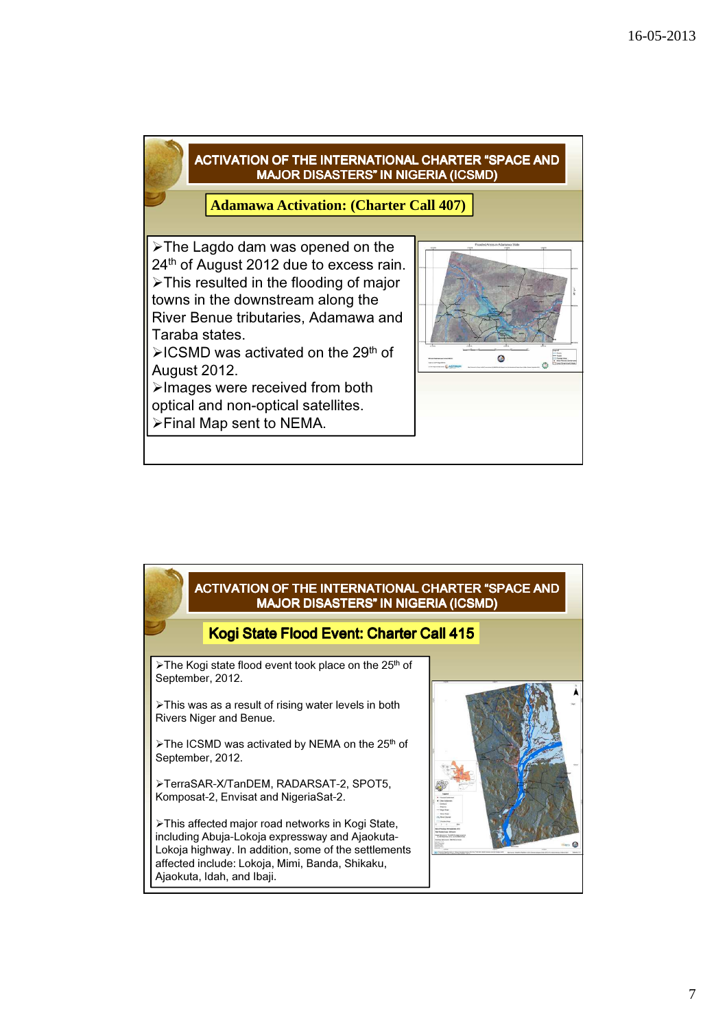## ACTIVATION OF THE INTERNATIONAL CHARTER "SPACE AND MAJOR DISASTERS" IN NIGERIA (ICSMD)

### Adamawa Activation: (Charter Call 407)

- The Lagdo dam was opened on the 24th of August 2012 due to excess rain.
- This resulted in the flooding of major towns in the downstream along the River Benue tributaries, Adamawa and Taraba states.
- ICSMD was activated on the 29th of August 2012.
- Images were received from both optical and non-optical satellites.
- Final Map sent to NEMA.

## ACTIVATION OF THE INTERNATIONAL CHARTER "SPACE AND MAJOR DISASTERS" IN NIGERIA (ICSMD)

### Kogi State Flood Event: Charter Call 415

- The Kogi state flood event took place on the 25th of September, 2012.
- This was as a result of rising water levels in both Rivers Niger and Benue.
- The ICSMD was activated by NEMA on the 25th of September, 2012.
- TerraSAR-X/TanDEM, RADARSAT-2, SPOT5, Komposat-2, Envisat and NigeriaSat-2.
- This affected major road networks in Kogi State, including Abuja-Lokoja expressway and Ajaokuta-Lokoja highway. In addition, some of the settlements affected include: Lokoja, Mimi, Banda, Shikaku, Ajaokuta, Idah, and Ibaji.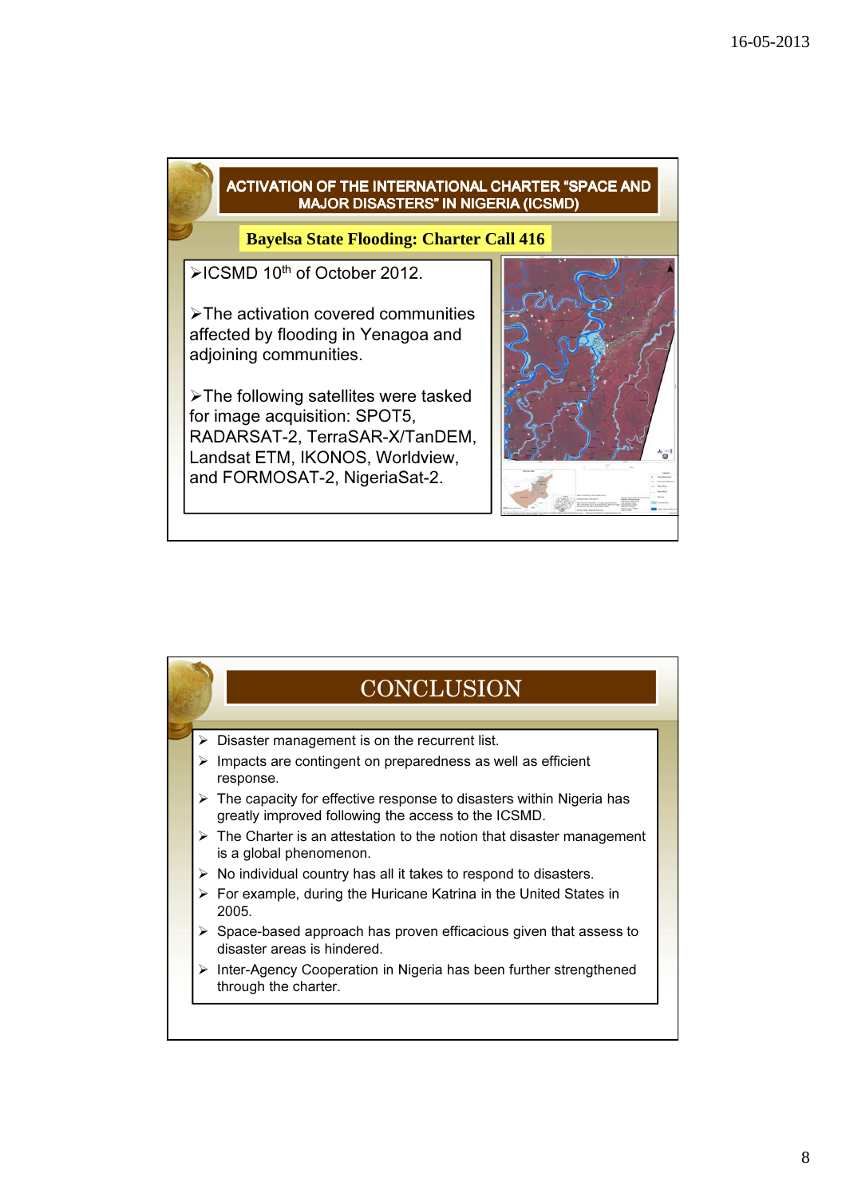## ACTIVATION OF THE INTERNATIONAL CHARTER "SPACE AND MAJOR DISASTERS" IN NIGERIA (ICSMD)

**Bayelsa State Flooding: Charter Call 416**

- ICSMD 10th of October 2012.
- The activation covered communities affected by flooding in Yenagoa and adjoining communities.
- The following satellites were tasked for image acquisition: SPOT5, RADARSAT-2, TerraSAR-X/TanDEM, Landsat ETM, IKONOS, Worldview, and FORMOSAT-2, NigeriaSat-2.

## CONCLUSION

- Disaster management is on the recurrent list.
- Impacts are contingent on preparedness as well as efficient response.
- The capacity for effective response to disasters within Nigeria has greatly improved following the access to the ICSMD.
- The Charter is an attestation to the notion that disaster management is a global phenomenon.
- No individual country has all it takes to respond to disasters.
- For example, during the Huricane Katrina in the United States in 2005.
- Space-based approach has proven efficacious given that assess to disaster areas is hindered.
- Inter-Agency Cooperation in Nigeria has been further strengthened through the charter.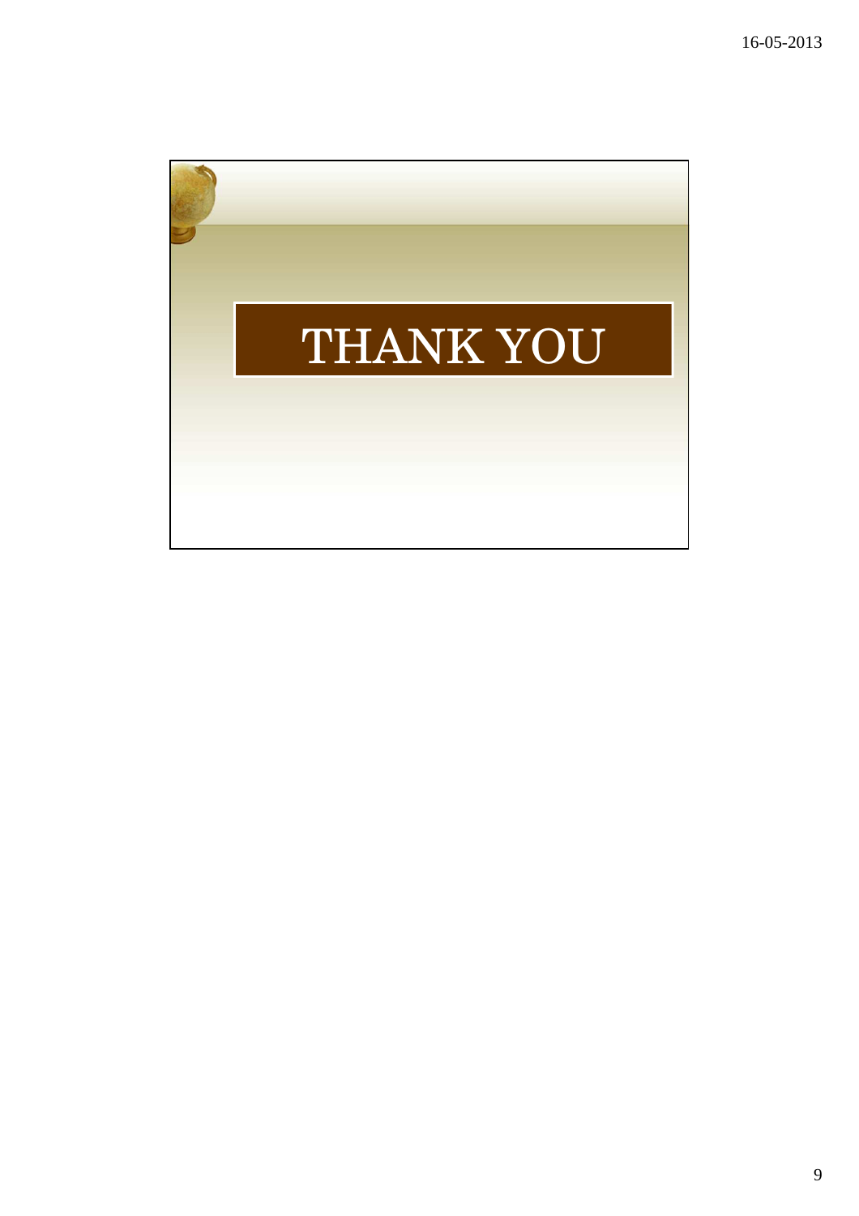# THANK YOU